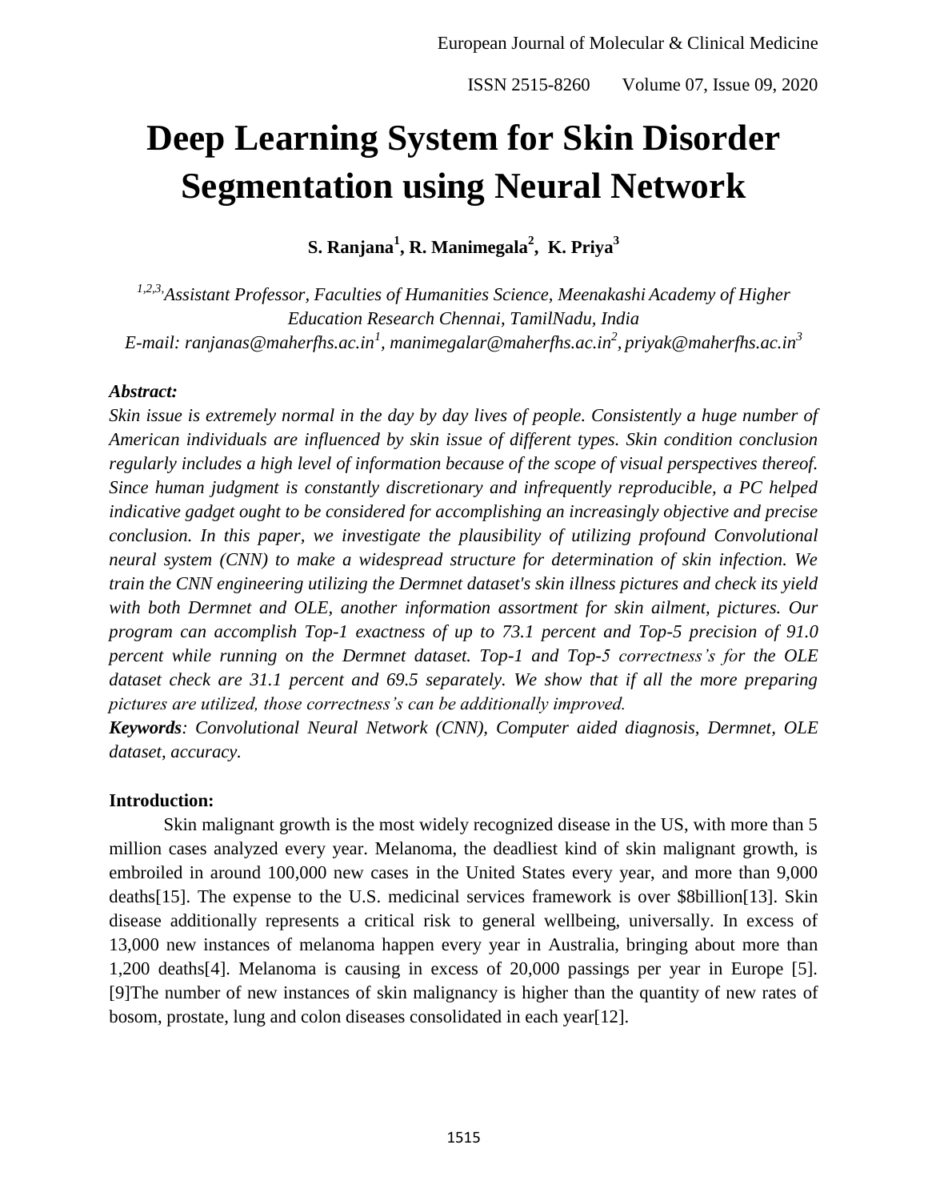# Deep Learning System for Skin Disorder Segmentation using Neural Network

**S. Ranjana[1], R. Manimegala[2], K. Priya[3]**

*[1,2,3]Assistant Professor, Faculties of Humanities Science, Meenakashi Academy of Higher Education Research Chennai, TamilNadu, India*

*E-mail: ranjanas@maherfhs.ac.in[1], manimegalar@maherfhs.ac.in[2], priyak@maherfhs.ac.in[3]*

***Abstract:***

*Skin issue is extremely normal in the day by day lives of people. Consistently a huge number of American individuals are influenced by skin issue of different types. Skin condition conclusion regularly includes a high level of information because of the scope of visual perspectives thereof. Since human judgment is constantly discretionary and infrequently reproducible, a PC helped indicative gadget ought to be considered for accomplishing an increasingly objective and precise conclusion. In this paper, we investigate the plausibility of utilizing profound Convolutional neural system (CNN) to make a widespread structure for determination of skin infection. We train the CNN engineering utilizing the Dermnet dataset's skin illness pictures and check its yield with both Dermnet and OLE, another information assortment for skin ailment, pictures. Our program can accomplish Top-1 exactness of up to 73.1 percent and Top-5 precision of 91.0 percent while running on the Dermnet dataset. Top-1 and Top-5 correctness's for the OLE dataset check are 31.1 percent and 69.5 separately. We show that if all the more preparing pictures are utilized, those correctness's can be additionally improved.*

***Keywords**: Convolutional Neural Network (CNN), Computer aided diagnosis, Dermnet, OLE dataset, accuracy.*

**Introduction:**

Skin malignant growth is the most widely recognized disease in the US, with more than 5 million cases analyzed every year. Melanoma, the deadliest kind of skin malignant growth, is embroiled in around 100,000 new cases in the United States every year, and more than 9,000 deaths[15]. The expense to the U.S. medicinal services framework is over $8billion[13]. Skin disease additionally represents a critical risk to general wellbeing, universally. In excess of 13,000 new instances of melanoma happen every year in Australia, bringing about more than 1,200 deaths[4]. Melanoma is causing in excess of 20,000 passings per year in Europe [5]. [9]The number of new instances of skin malignancy is higher than the quantity of new rates of bosom, prostate, lung and colon diseases consolidated in each year[12].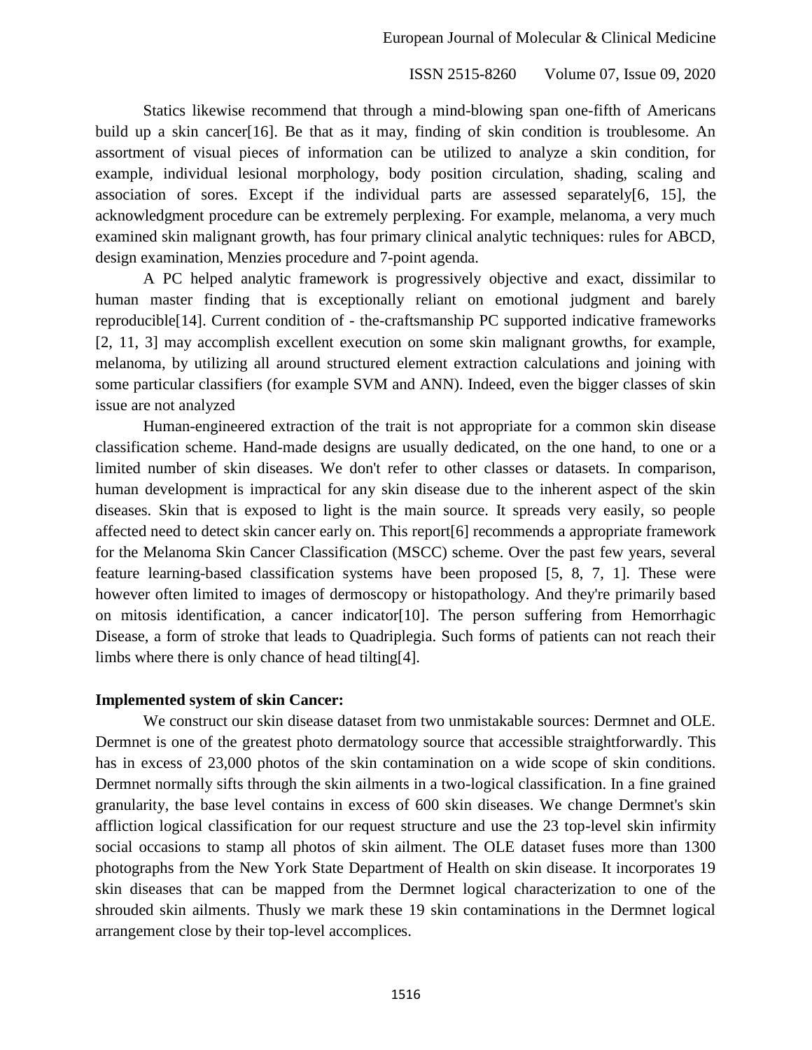Statics likewise recommend that through a mind-blowing span one-fifth of Americans build up a skin cancer[16]. Be that as it may, finding of skin condition is troublesome. An assortment of visual pieces of information can be utilized to analyze a skin condition, for example, individual lesional morphology, body position circulation, shading, scaling and association of sores. Except if the individual parts are assessed separately[6, 15], the acknowledgment procedure can be extremely perplexing. For example, melanoma, a very much examined skin malignant growth, has four primary clinical analytic techniques: rules for ABCD, design examination, Menzies procedure and 7-point agenda.

A PC helped analytic framework is progressively objective and exact, dissimilar to human master finding that is exceptionally reliant on emotional judgment and barely reproducible[14]. Current condition of - the-craftsmanship PC supported indicative frameworks [2, 11, 3] may accomplish excellent execution on some skin malignant growths, for example, melanoma, by utilizing all around structured element extraction calculations and joining with some particular classifiers (for example SVM and ANN). Indeed, even the bigger classes of skin issue are not analyzed

Human-engineered extraction of the trait is not appropriate for a common skin disease classification scheme. Hand-made designs are usually dedicated, on the one hand, to one or a limited number of skin diseases. We don't refer to other classes or datasets. In comparison, human development is impractical for any skin disease due to the inherent aspect of the skin diseases. Skin that is exposed to light is the main source. It spreads very easily, so people affected need to detect skin cancer early on. This report[6] recommends a appropriate framework for the Melanoma Skin Cancer Classification (MSCC) scheme. Over the past few years, several feature learning-based classification systems have been proposed [5, 8, 7, 1]. These were however often limited to images of dermoscopy or histopathology. And they're primarily based on mitosis identification, a cancer indicator[10]. The person suffering from Hemorrhagic Disease, a form of stroke that leads to Quadriplegia. Such forms of patients can not reach their limbs where there is only chance of head tilting[4].

**Implemented system of skin Cancer:**

We construct our skin disease dataset from two unmistakable sources: Dermnet and OLE. Dermnet is one of the greatest photo dermatology source that accessible straightforwardly. This has in excess of 23,000 photos of the skin contamination on a wide scope of skin conditions. Dermnet normally sifts through the skin ailments in a two-logical classification. In a fine grained granularity, the base level contains in excess of 600 skin diseases. We change Dermnet's skin affliction logical classification for our request structure and use the 23 top-level skin infirmity social occasions to stamp all photos of skin ailment. The OLE dataset fuses more than 1300 photographs from the New York State Department of Health on skin disease. It incorporates 19 skin diseases that can be mapped from the Dermnet logical characterization to one of the shrouded skin ailments. Thusly we mark these 19 skin contaminations in the Dermnet logical arrangement close by their top-level accomplices.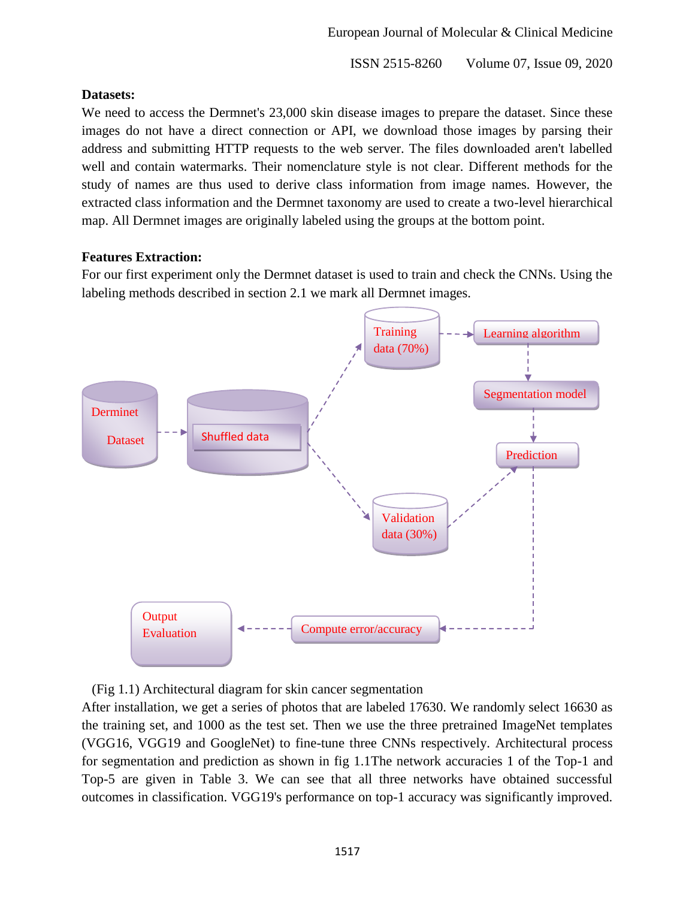**Datasets:**

We need to access the Dermnet's 23,000 skin disease images to prepare the dataset. Since these images do not have a direct connection or API, we download those images by parsing their address and submitting HTTP requests to the web server. The files downloaded aren't labelled well and contain watermarks. Their nomenclature style is not clear. Different methods for the study of names are thus used to derive class information from image names. However, the extracted class information and the Dermnet taxonomy are used to create a two-level hierarchical map. All Dermnet images are originally labeled using the groups at the bottom point.

**Features Extraction:**

For our first experiment only the Dermnet dataset is used to train and check the CNNs. Using the labeling methods described in section 2.1 we mark all Dermnet images.

(Fig 1.1) Architectural diagram for skin cancer segmentation

After installation, we get a series of photos that are labeled 17630. We randomly select 16630 as the training set, and 1000 as the test set. Then we use the three pretrained ImageNet templates (VGG16, VGG19 and GoogleNet) to fine-tune three CNNs respectively. Architectural process for segmentation and prediction as shown in fig 1.1The network accuracies 1 of the Top-1 and Top-5 are given in Table 3. We can see that all three networks have obtained successful outcomes in classification. VGG19's performance on top-1 accuracy was significantly improved.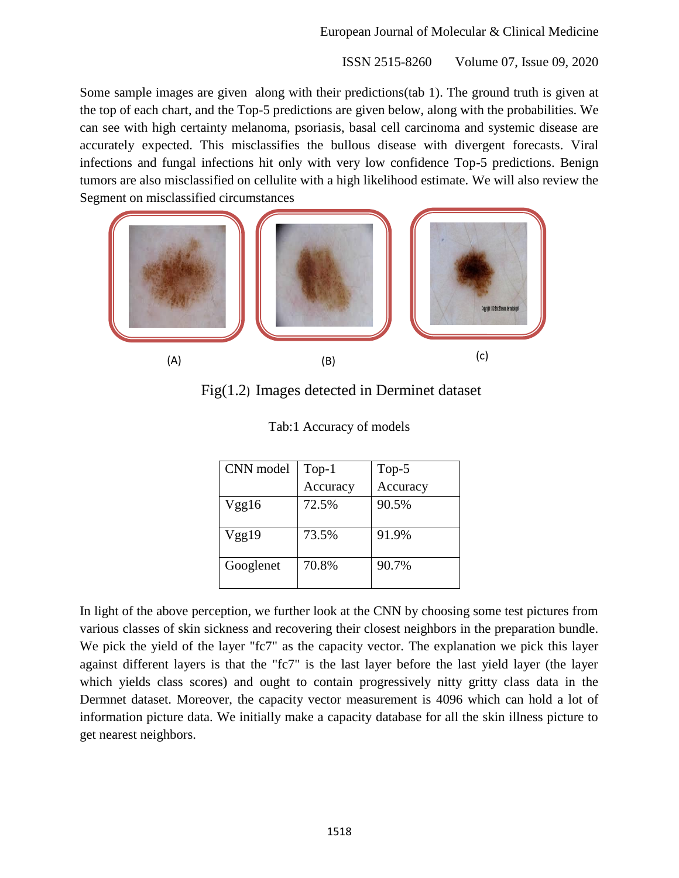Some sample images are given along with their predictions(tab 1). The ground truth is given at the top of each chart, and the Top-5 predictions are given below, along with the probabilities. We can see with high certainty melanoma, psoriasis, basal cell carcinoma and systemic disease are accurately expected. This misclassifies the bullous disease with divergent forecasts. Viral infections and fungal infections hit only with very low confidence Top-5 predictions. Benign tumors are also misclassified on cellulite with a high likelihood estimate. We will also review the Segment on misclassified circumstances

(A) (B) (c)

Fig(1.2) Images detected in Derminet dataset

Tab:1 Accuracy of models

| CNN model | Top-1 Accuracy | Top-5 Accuracy |
|---|---|---|
| Vgg16 | 72.5% | 90.5% |
| Vgg19 | 73.5% | 91.9% |
| Googlenet | 70.8% | 90.7% |

In light of the above perception, we further look at the CNN by choosing some test pictures from various classes of skin sickness and recovering their closest neighbors in the preparation bundle. We pick the yield of the layer "fc7" as the capacity vector. The explanation we pick this layer against different layers is that the "fc7" is the last layer before the last yield layer (the layer which yields class scores) and ought to contain progressively nitty gritty class data in the Dermnet dataset. Moreover, the capacity vector measurement is 4096 which can hold a lot of information picture data. We initially make a capacity database for all the skin illness picture to get nearest neighbors.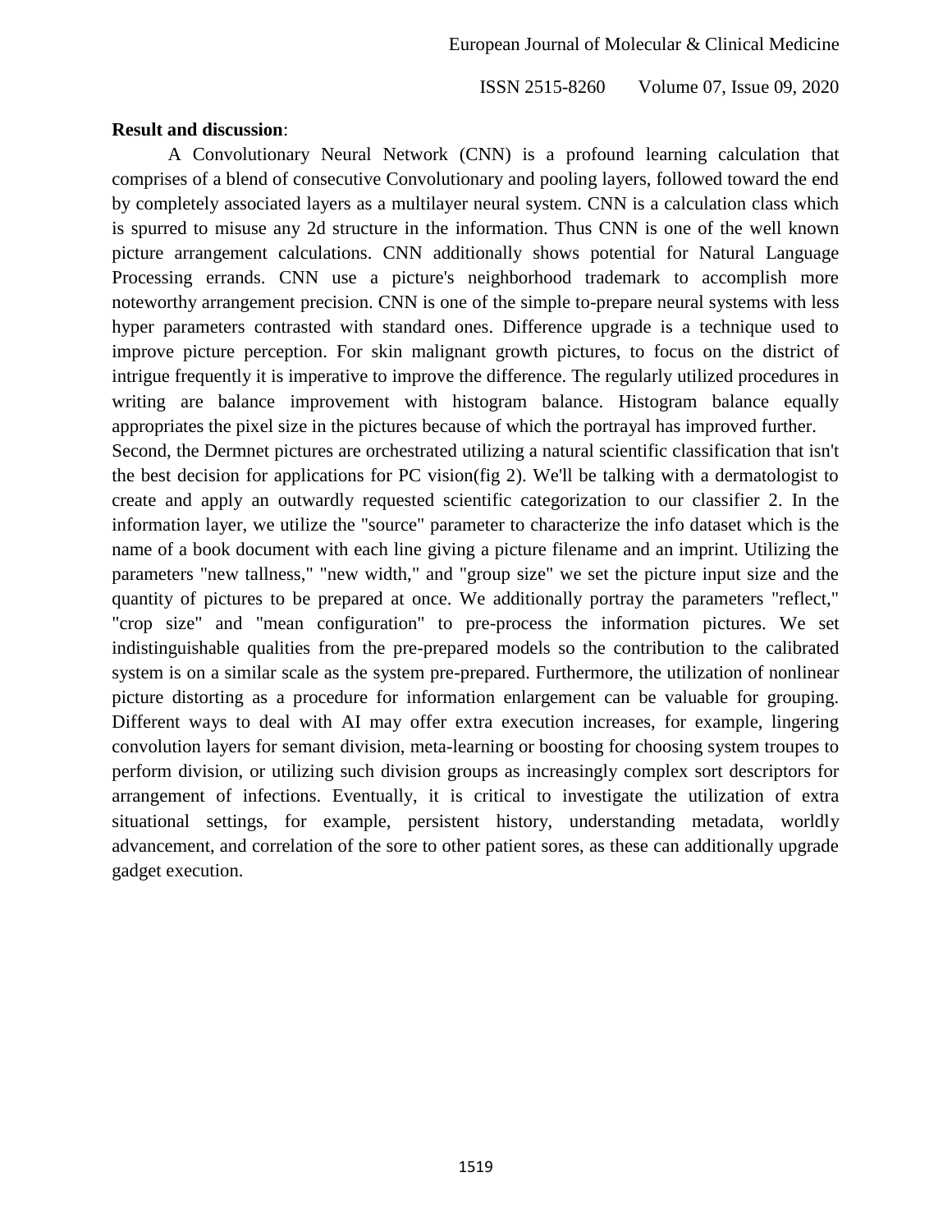**Result and discussion**:

A Convolutionary Neural Network (CNN) is a profound learning calculation that comprises of a blend of consecutive Convolutionary and pooling layers, followed toward the end by completely associated layers as a multilayer neural system. CNN is a calculation class which is spurred to misuse any 2d structure in the information. Thus CNN is one of the well known picture arrangement calculations. CNN additionally shows potential for Natural Language Processing errands. CNN use a picture's neighborhood trademark to accomplish more noteworthy arrangement precision. CNN is one of the simple to-prepare neural systems with less hyper parameters contrasted with standard ones. Difference upgrade is a technique used to improve picture perception. For skin malignant growth pictures, to focus on the district of intrigue frequently it is imperative to improve the difference. The regularly utilized procedures in writing are balance improvement with histogram balance. Histogram balance equally appropriates the pixel size in the pictures because of which the portrayal has improved further.

Second, the Dermnet pictures are orchestrated utilizing a natural scientific classification that isn't the best decision for applications for PC vision(fig 2). We'll be talking with a dermatologist to create and apply an outwardly requested scientific categorization to our classifier 2. In the information layer, we utilize the "source" parameter to characterize the info dataset which is the name of a book document with each line giving a picture filename and an imprint. Utilizing the parameters "new tallness," "new width," and "group size" we set the picture input size and the quantity of pictures to be prepared at once. We additionally portray the parameters "reflect," "crop size" and "mean configuration" to pre-process the information pictures. We set indistinguishable qualities from the pre-prepared models so the contribution to the calibrated system is on a similar scale as the system pre-prepared. Furthermore, the utilization of nonlinear picture distorting as a procedure for information enlargement can be valuable for grouping. Different ways to deal with AI may offer extra execution increases, for example, lingering convolution layers for semant division, meta-learning or boosting for choosing system troupes to perform division, or utilizing such division groups as increasingly complex sort descriptors for arrangement of infections. Eventually, it is critical to investigate the utilization of extra situational settings, for example, persistent history, understanding metadata, worldly advancement, and correlation of the sore to other patient sores, as these can additionally upgrade gadget execution.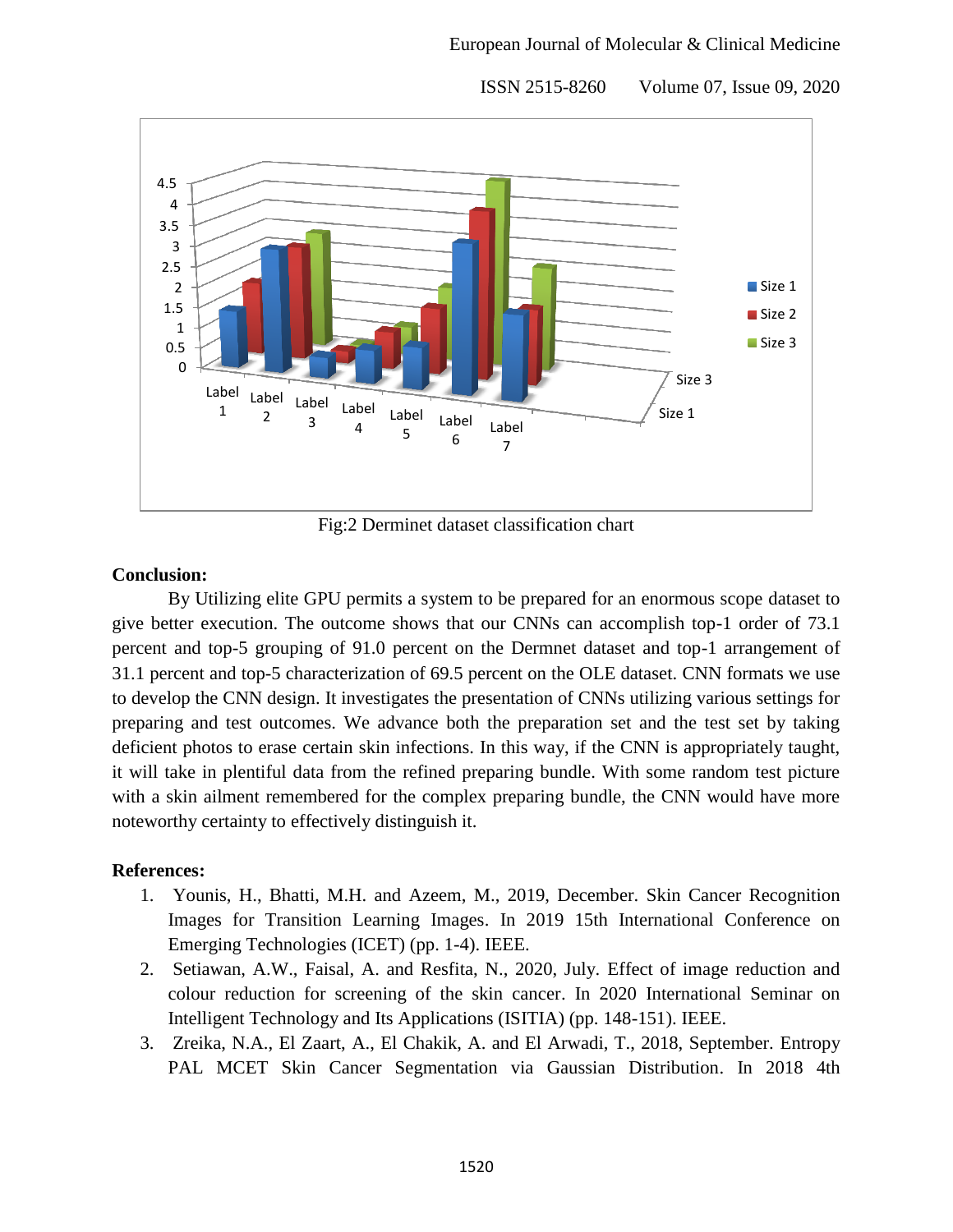Fig:2 Derminet dataset classification chart

## Conclusion:

By Utilizing elite GPU permits a system to be prepared for an enormous scope dataset to give better execution. The outcome shows that our CNNs can accomplish top-1 order of 73.1 percent and top-5 grouping of 91.0 percent on the Dermnet dataset and top-1 arrangement of 31.1 percent and top-5 characterization of 69.5 percent on the OLE dataset. CNN formats we use to develop the CNN design. It investigates the presentation of CNNs utilizing various settings for preparing and test outcomes. We advance both the preparation set and the test set by taking deficient photos to erase certain skin infections. In this way, if the CNN is appropriately taught, it will take in plentiful data from the refined preparing bundle. With some random test picture with a skin ailment remembered for the complex preparing bundle, the CNN would have more noteworthy certainty to effectively distinguish it.

## References:

1. Younis, H., Bhatti, M.H. and Azeem, M., 2019, December. Skin Cancer Recognition Images for Transition Learning Images. In 2019 15th International Conference on Emerging Technologies (ICET) (pp. 1-4). IEEE.
2. Setiawan, A.W., Faisal, A. and Resfita, N., 2020, July. Effect of image reduction and colour reduction for screening of the skin cancer. In 2020 International Seminar on Intelligent Technology and Its Applications (ISITIA) (pp. 148-151). IEEE.
3. Zreika, N.A., El Zaart, A., El Chakik, A. and El Arwadi, T., 2018, September. Entropy PAL MCET Skin Cancer Segmentation via Gaussian Distribution. In 2018 4th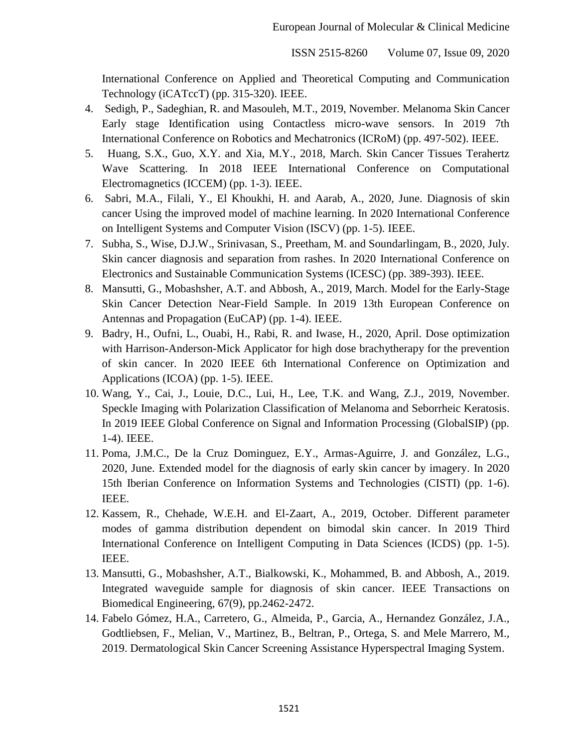International Conference on Applied and Theoretical Computing and Communication Technology (iCATccT) (pp. 315-320). IEEE.

4. Sedigh, P., Sadeghian, R. and Masouleh, M.T., 2019, November. Melanoma Skin Cancer Early stage Identification using Contactless micro-wave sensors. In 2019 7th International Conference on Robotics and Mechatronics (ICRoM) (pp. 497-502). IEEE.
5. Huang, S.X., Guo, X.Y. and Xia, M.Y., 2018, March. Skin Cancer Tissues Terahertz Wave Scattering. In 2018 IEEE International Conference on Computational Electromagnetics (ICCEM) (pp. 1-3). IEEE.
6. Sabri, M.A., Filali, Y., El Khoukhi, H. and Aarab, A., 2020, June. Diagnosis of skin cancer Using the improved model of machine learning. In 2020 International Conference on Intelligent Systems and Computer Vision (ISCV) (pp. 1-5). IEEE.
7. Subha, S., Wise, D.J.W., Srinivasan, S., Preetham, M. and Soundarlingam, B., 2020, July. Skin cancer diagnosis and separation from rashes. In 2020 International Conference on Electronics and Sustainable Communication Systems (ICESC) (pp. 389-393). IEEE.
8. Mansutti, G., Mobashsher, A.T. and Abbosh, A., 2019, March. Model for the Early-Stage Skin Cancer Detection Near-Field Sample. In 2019 13th European Conference on Antennas and Propagation (EuCAP) (pp. 1-4). IEEE.
9. Badry, H., Oufni, L., Ouabi, H., Rabi, R. and Iwase, H., 2020, April. Dose optimization with Harrison-Anderson-Mick Applicator for high dose brachytherapy for the prevention of skin cancer. In 2020 IEEE 6th International Conference on Optimization and Applications (ICOA) (pp. 1-5). IEEE.
10. Wang, Y., Cai, J., Louie, D.C., Lui, H., Lee, T.K. and Wang, Z.J., 2019, November. Speckle Imaging with Polarization Classification of Melanoma and Seborrheic Keratosis. In 2019 IEEE Global Conference on Signal and Information Processing (GlobalSIP) (pp. 1-4). IEEE.
11. Poma, J.M.C., De la Cruz Dominguez, E.Y., Armas-Aguirre, J. and González, L.G., 2020, June. Extended model for the diagnosis of early skin cancer by imagery. In 2020 15th Iberian Conference on Information Systems and Technologies (CISTI) (pp. 1-6). IEEE.
12. Kassem, R., Chehade, W.E.H. and El-Zaart, A., 2019, October. Different parameter modes of gamma distribution dependent on bimodal skin cancer. In 2019 Third International Conference on Intelligent Computing in Data Sciences (ICDS) (pp. 1-5). IEEE.
13. Mansutti, G., Mobashsher, A.T., Bialkowski, K., Mohammed, B. and Abbosh, A., 2019. Integrated waveguide sample for diagnosis of skin cancer. IEEE Transactions on Biomedical Engineering, 67(9), pp.2462-2472.
14. Fabelo Gómez, H.A., Carretero, G., Almeida, P., Garcia, A., Hernandez González, J.A., Godtliebsen, F., Melian, V., Martinez, B., Beltran, P., Ortega, S. and Mele Marrero, M., 2019. Dermatological Skin Cancer Screening Assistance Hyperspectral Imaging System.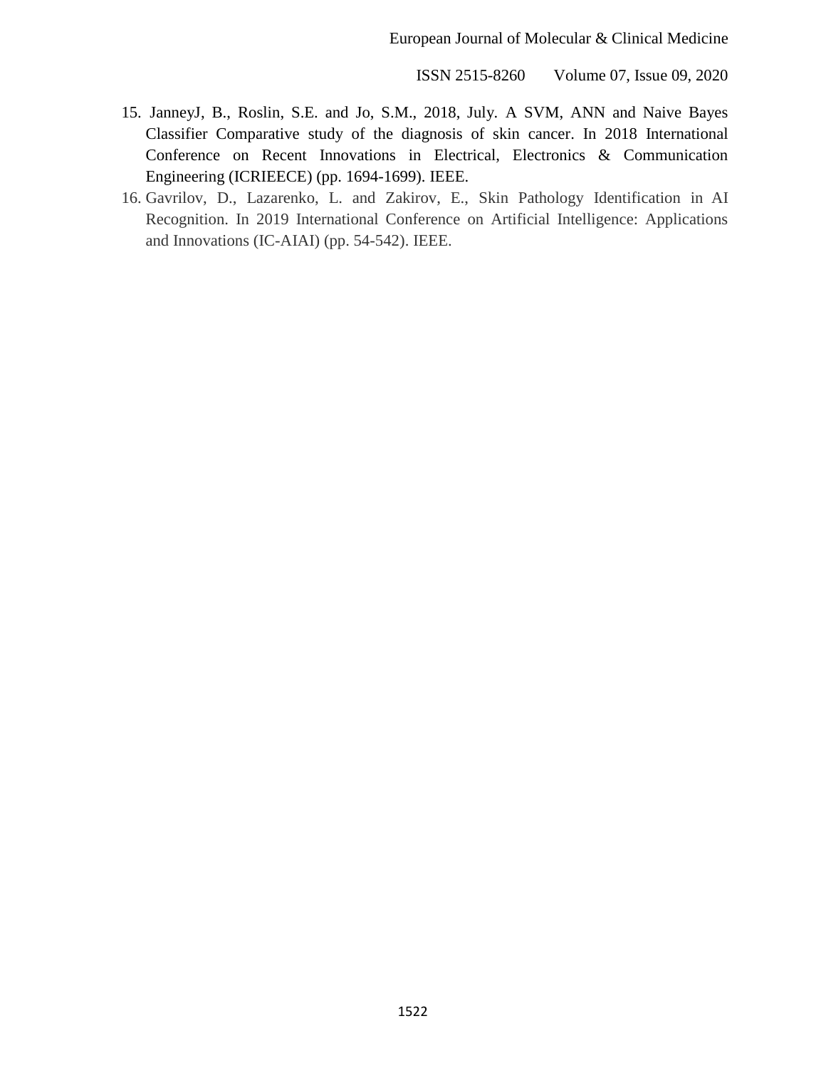15. JanneyJ, B., Roslin, S.E. and Jo, S.M., 2018, July. A SVM, ANN and Naive Bayes Classifier Comparative study of the diagnosis of skin cancer. In 2018 International Conference on Recent Innovations in Electrical, Electronics & Communication Engineering (ICRIEECE) (pp. 1694-1699). IEEE.
16. Gavrilov, D., Lazarenko, L. and Zakirov, E., Skin Pathology Identification in AI Recognition. In 2019 International Conference on Artificial Intelligence: Applications and Innovations (IC-AIAI) (pp. 54-542). IEEE.